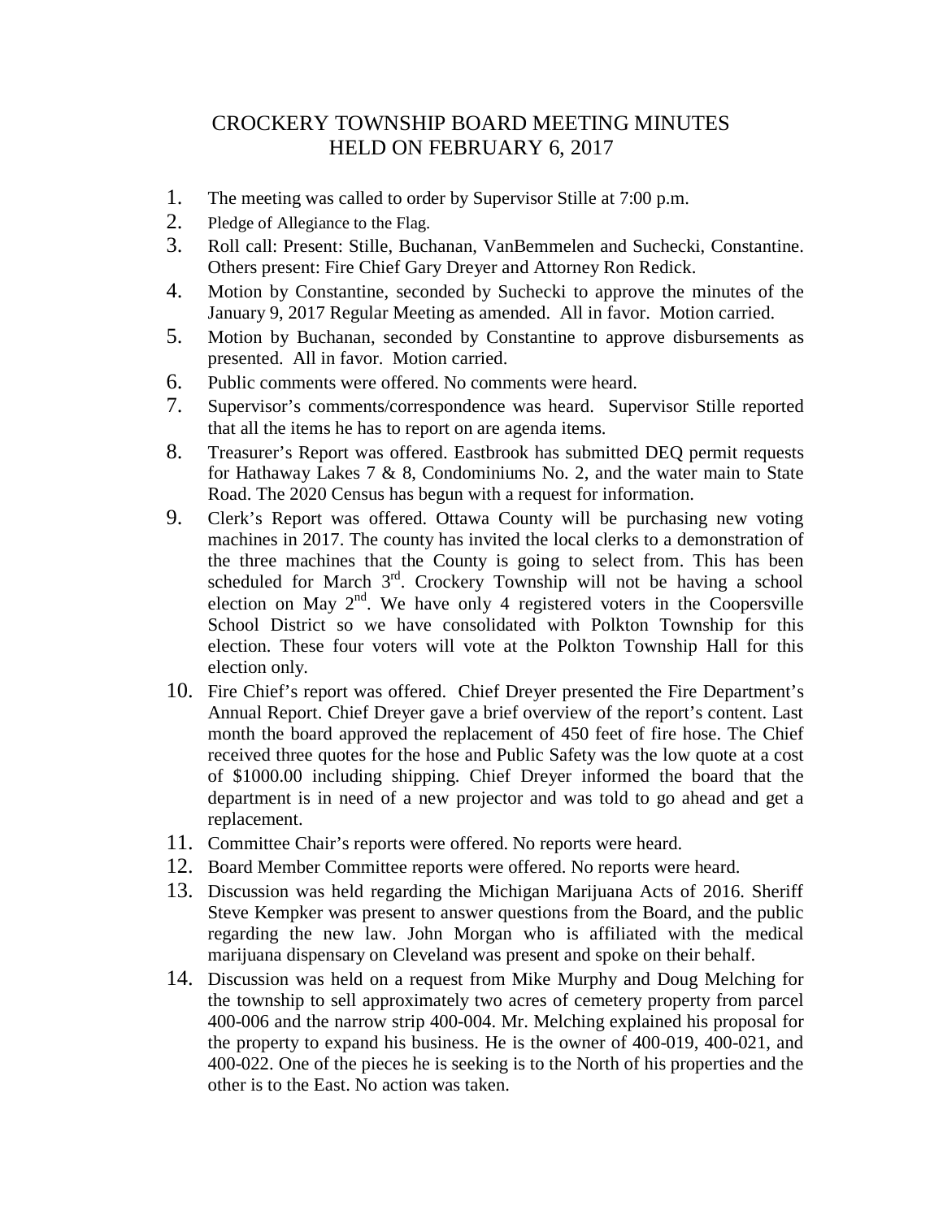# CROCKERY TOWNSHIP BOARD MEETING MINUTES HELD ON FEBRUARY 6, 2017

1. The meeting was called to order by Supervisor Stille at 7:00 p.m.
2. Pledge of Allegiance to the Flag.
3. Roll call: Present: Stille, Buchanan, VanBemmelen and Suchecki, Constantine. Others present: Fire Chief Gary Dreyer and Attorney Ron Redick.
4. Motion by Constantine, seconded by Suchecki to approve the minutes of the January 9, 2017 Regular Meeting as amended. All in favor. Motion carried.
5. Motion by Buchanan, seconded by Constantine to approve disbursements as presented. All in favor. Motion carried.
6. Public comments were offered. No comments were heard.
7. Supervisor's comments/correspondence was heard. Supervisor Stille reported that all the items he has to report on are agenda items.
8. Treasurer's Report was offered. Eastbrook has submitted DEQ permit requests for Hathaway Lakes 7 & 8, Condominiums No. 2, and the water main to State Road. The 2020 Census has begun with a request for information.
9. Clerk's Report was offered. Ottawa County will be purchasing new voting machines in 2017. The county has invited the local clerks to a demonstration of the three machines that the County is going to select from. This has been scheduled for March 3rd. Crockery Township will not be having a school election on May 2nd. We have only 4 registered voters in the Coopersville School District so we have consolidated with Polkton Township for this election. These four voters will vote at the Polkton Township Hall for this election only.
10. Fire Chief's report was offered. Chief Dreyer presented the Fire Department's Annual Report. Chief Dreyer gave a brief overview of the report's content. Last month the board approved the replacement of 450 feet of fire hose. The Chief received three quotes for the hose and Public Safety was the low quote at a cost of $1000.00 including shipping. Chief Dreyer informed the board that the department is in need of a new projector and was told to go ahead and get a replacement.
11. Committee Chair's reports were offered. No reports were heard.
12. Board Member Committee reports were offered. No reports were heard.
13. Discussion was held regarding the Michigan Marijuana Acts of 2016. Sheriff Steve Kempker was present to answer questions from the Board, and the public regarding the new law. John Morgan who is affiliated with the medical marijuana dispensary on Cleveland was present and spoke on their behalf.
14. Discussion was held on a request from Mike Murphy and Doug Melching for the township to sell approximately two acres of cemetery property from parcel 400-006 and the narrow strip 400-004. Mr. Melching explained his proposal for the property to expand his business. He is the owner of 400-019, 400-021, and 400-022. One of the pieces he is seeking is to the North of his properties and the other is to the East. No action was taken.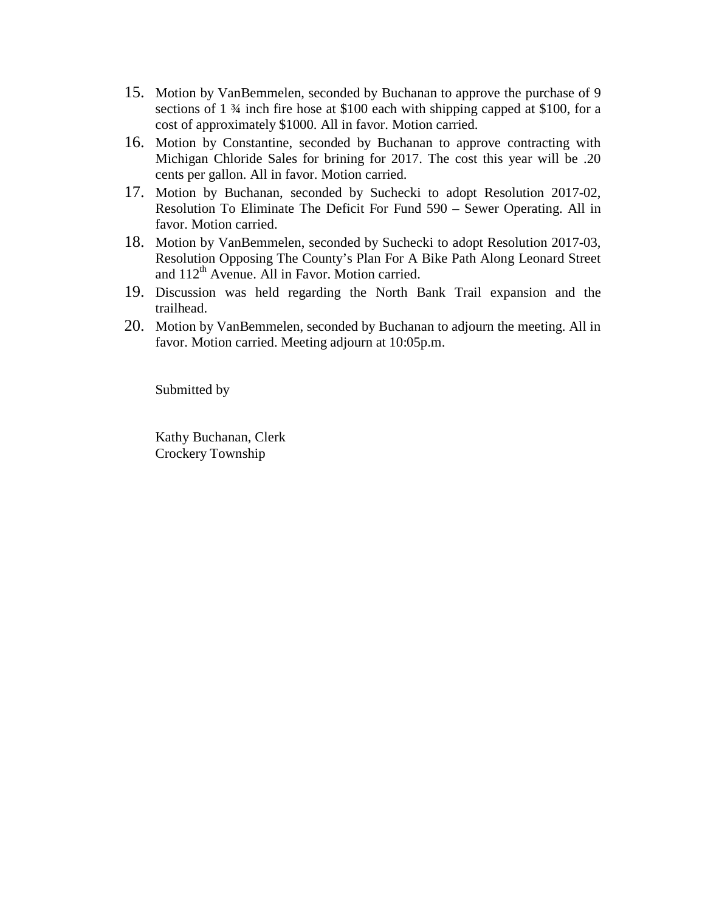15. Motion by VanBemmelen, seconded by Buchanan to approve the purchase of 9 sections of 1 ¾ inch fire hose at $100 each with shipping capped at $100, for a cost of approximately $1000. All in favor. Motion carried.
16. Motion by Constantine, seconded by Buchanan to approve contracting with Michigan Chloride Sales for brining for 2017. The cost this year will be .20 cents per gallon. All in favor. Motion carried.
17. Motion by Buchanan, seconded by Suchecki to adopt Resolution 2017-02, Resolution To Eliminate The Deficit For Fund 590 – Sewer Operating. All in favor. Motion carried.
18. Motion by VanBemmelen, seconded by Suchecki to adopt Resolution 2017-03, Resolution Opposing The County's Plan For A Bike Path Along Leonard Street and 112th Avenue. All in Favor. Motion carried.
19. Discussion was held regarding the North Bank Trail expansion and the trailhead.
20. Motion by VanBemmelen, seconded by Buchanan to adjourn the meeting. All in favor. Motion carried. Meeting adjourn at 10:05p.m.

Submitted by

Kathy Buchanan, Clerk
Crockery Township